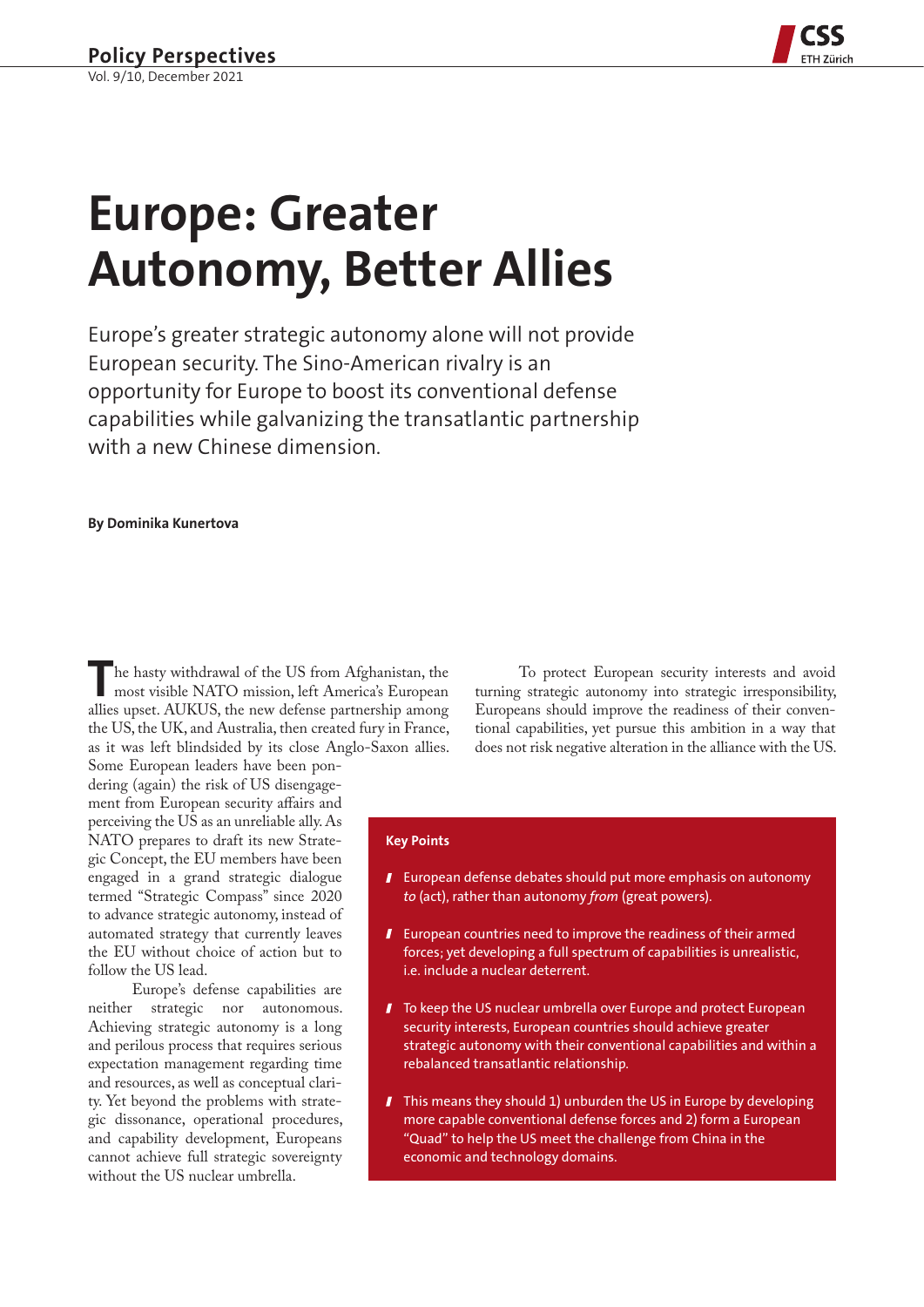Policy Perspectives

Vol. 9/10, December 2021

# Europe: Greater Autonomy, Better Allies

Europe's greater strategic autonomy alone will not provide European security. The Sino-American rivalry is an opportunity for Europe to boost its conventional defense capabilities while galvanizing the transatlantic partnership with a new Chinese dimension.

**By Dominika Kunertova**

The hasty withdrawal of the US from Afghanistan, the most visible NATO mission, left America's European allies upset. AUKUS, the new defense partnership among the US, the UK, and Australia, then created fury in France, as it was left blindsided by its close Anglo-Saxon allies. Some European leaders have been pondering (again) the risk of US disengagement from European security affairs and perceiving the US as an unreliable ally. As NATO prepares to draft its new Strategic Concept, the EU members have been engaged in a grand strategic dialogue termed "Strategic Compass" since 2020 to advance strategic autonomy, instead of automated strategy that currently leaves the EU without choice of action but to follow the US lead.

Europe's defense capabilities are neither strategic nor autonomous. Achieving strategic autonomy is a long and perilous process that requires serious expectation management regarding time and resources, as well as conceptual clarity. Yet beyond the problems with strategic dissonance, operational procedures, and capability development, Europeans cannot achieve full strategic sovereignty without the US nuclear umbrella.

To protect European security interests and avoid turning strategic autonomy into strategic irresponsibility, Europeans should improve the readiness of their conventional capabilities, yet pursue this ambition in a way that does not risk negative alteration in the alliance with the US.

**Key Points**

- European defense debates should put more emphasis on autonomy *to* (act), rather than autonomy *from* (great powers).
- European countries need to improve the readiness of their armed forces; yet developing a full spectrum of capabilities is unrealistic, i.e. include a nuclear deterrent.
- To keep the US nuclear umbrella over Europe and protect European security interests, European countries should achieve greater strategic autonomy with their conventional capabilities and within a rebalanced transatlantic relationship.
- This means they should 1) unburden the US in Europe by developing more capable conventional defense forces and 2) form a European "Quad" to help the US meet the challenge from China in the economic and technology domains.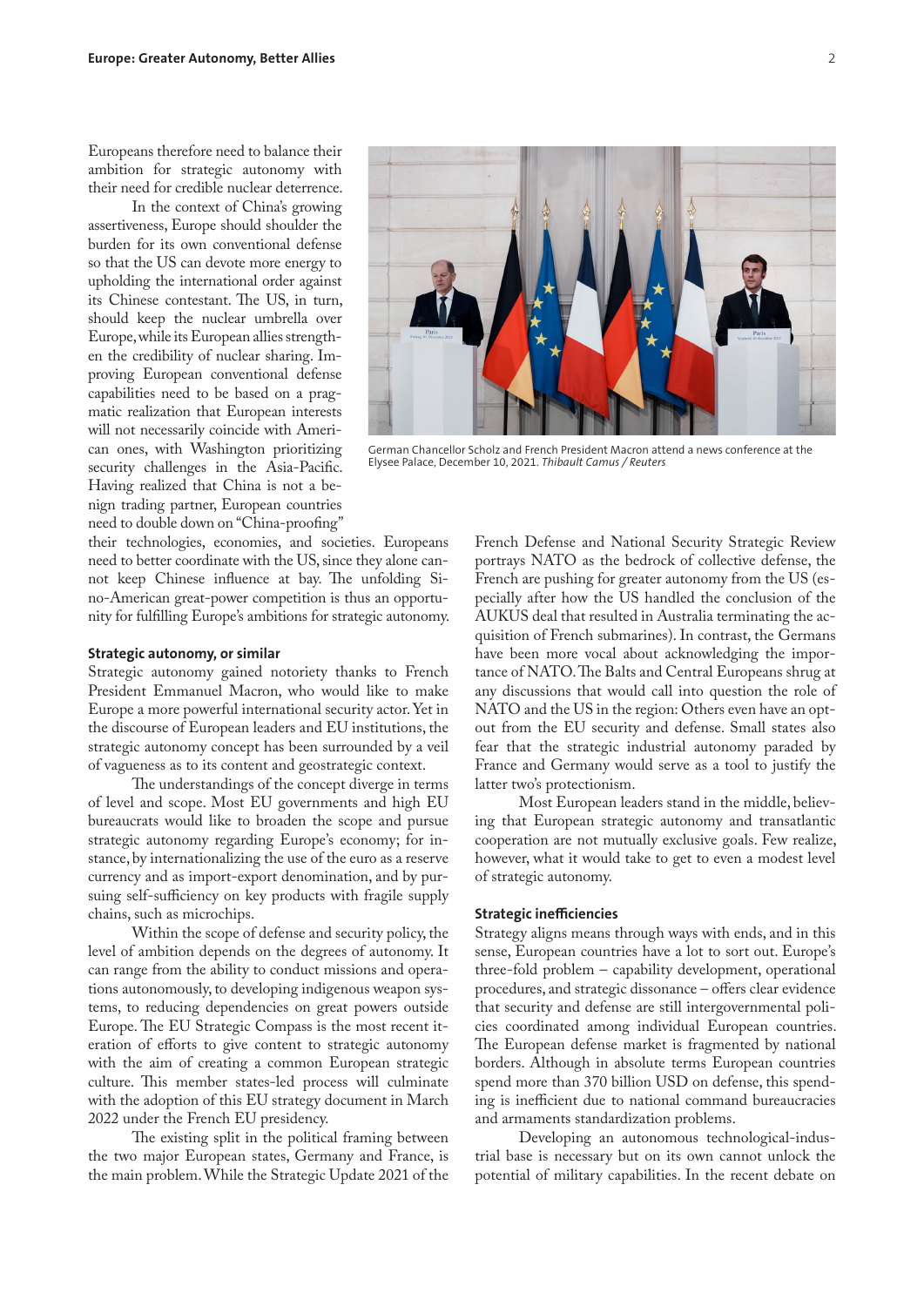Europeans therefore need to balance their ambition for strategic autonomy with their need for credible nuclear deterrence.

In the context of China's growing assertiveness, Europe should shoulder the burden for its own conventional defense so that the US can devote more energy to upholding the international order against its Chinese contestant. The US, in turn, should keep the nuclear umbrella over Europe, while its European allies strengthen the credibility of nuclear sharing. Improving European conventional defense capabilities need to be based on a pragmatic realization that European interests will not necessarily coincide with American ones, with Washington prioritizing security challenges in the Asia-Pacific. Having realized that China is not a benign trading partner, European countries need to double down on "China-proofing" their technologies, economies, and societies. Europeans need to better coordinate with the US, since they alone cannot keep Chinese influence at bay. The unfolding Sino-American great-power competition is thus an opportunity for fulfilling Europe's ambitions for strategic autonomy.

German Chancellor Scholz and French President Macron attend a news conference at the Elysee Palace, December 10, 2021. *Thibault Camus / Reuters*

### Strategic autonomy, or similar

Strategic autonomy gained notoriety thanks to French President Emmanuel Macron, who would like to make Europe a more powerful international security actor. Yet in the discourse of European leaders and EU institutions, the strategic autonomy concept has been surrounded by a veil of vagueness as to its content and geostrategic context.

The understandings of the concept diverge in terms of level and scope. Most EU governments and high EU bureaucrats would like to broaden the scope and pursue strategic autonomy regarding Europe's economy; for instance, by internationalizing the use of the euro as a reserve currency and as import-export denomination, and by pursuing self-sufficiency on key products with fragile supply chains, such as microchips.

Within the scope of defense and security policy, the level of ambition depends on the degrees of autonomy. It can range from the ability to conduct missions and operations autonomously, to developing indigenous weapon systems, to reducing dependencies on great powers outside Europe. The EU Strategic Compass is the most recent iteration of efforts to give content to strategic autonomy with the aim of creating a common European strategic culture. This member states-led process will culminate with the adoption of this EU strategy document in March 2022 under the French EU presidency.

The existing split in the political framing between the two major European states, Germany and France, is the main problem. While the Strategic Update 2021 of the French Defense and National Security Strategic Review portrays NATO as the bedrock of collective defense, the French are pushing for greater autonomy from the US (especially after how the US handled the conclusion of the AUKUS deal that resulted in Australia terminating the acquisition of French submarines). In contrast, the Germans have been more vocal about acknowledging the importance of NATO. The Balts and Central Europeans shrug at any discussions that would call into question the role of NATO and the US in the region: Others even have an opt-out from the EU security and defense. Small states also fear that the strategic industrial autonomy paraded by France and Germany would serve as a tool to justify the latter two's protectionism.

Most European leaders stand in the middle, believing that European strategic autonomy and transatlantic cooperation are not mutually exclusive goals. Few realize, however, what it would take to get to even a modest level of strategic autonomy.

### Strategic inefficiencies

Strategy aligns means through ways with ends, and in this sense, European countries have a lot to sort out. Europe's three-fold problem – capability development, operational procedures, and strategic dissonance – offers clear evidence that security and defense are still intergovernmental policies coordinated among individual European countries. The European defense market is fragmented by national borders. Although in absolute terms European countries spend more than 370 billion USD on defense, this spending is inefficient due to national command bureaucracies and armaments standardization problems.

Developing an autonomous technological-industrial base is necessary but on its own cannot unlock the potential of military capabilities. In the recent debate on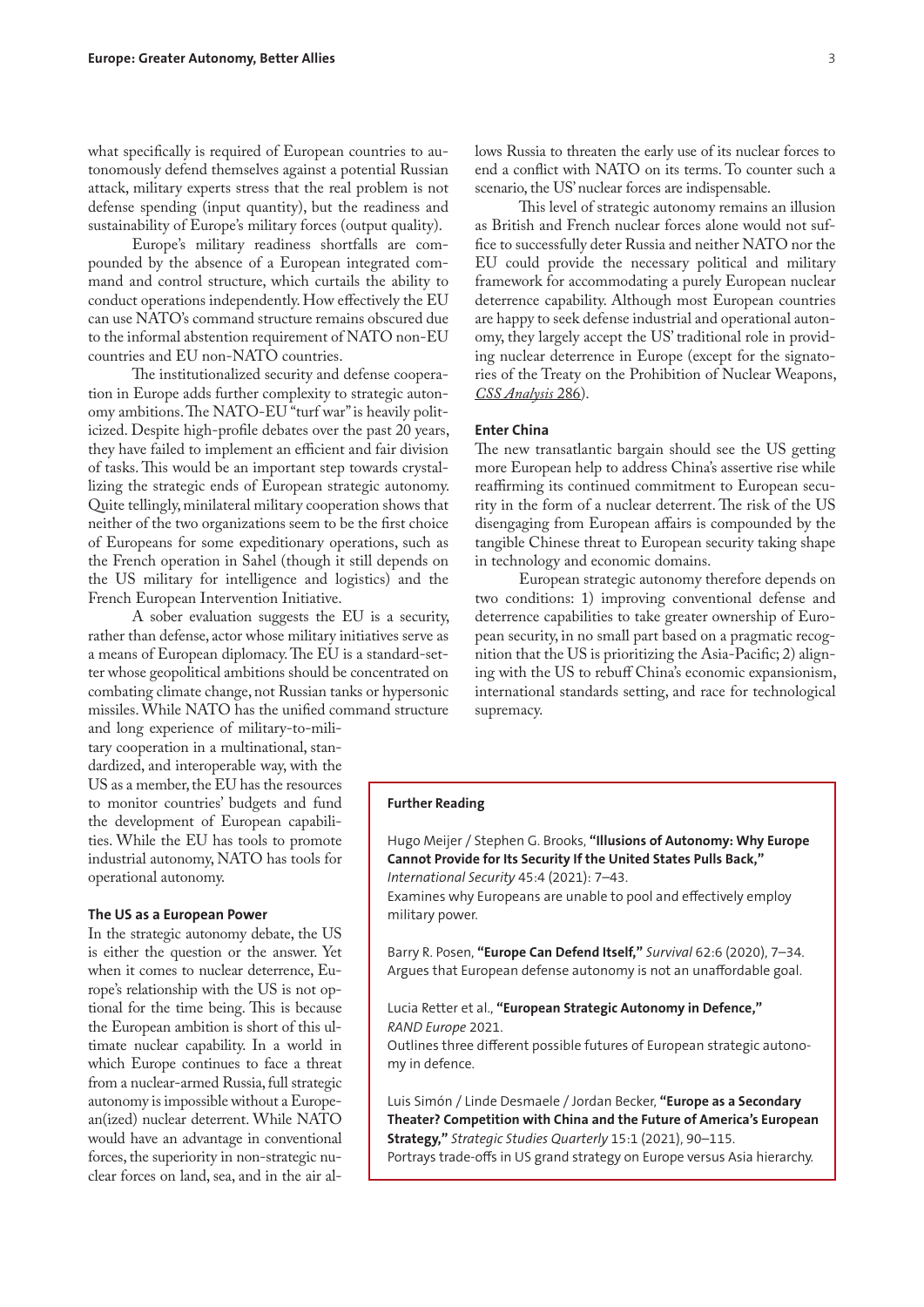what specifically is required of European countries to autonomously defend themselves against a potential Russian attack, military experts stress that the real problem is not defense spending (input quantity), but the readiness and sustainability of Europe's military forces (output quality).

Europe's military readiness shortfalls are compounded by the absence of a European integrated command and control structure, which curtails the ability to conduct operations independently. How effectively the EU can use NATO's command structure remains obscured due to the informal abstention requirement of NATO non-EU countries and EU non-NATO countries.

The institutionalized security and defense cooperation in Europe adds further complexity to strategic autonomy ambitions. The NATO-EU "turf war" is heavily politicized. Despite high-profile debates over the past 20 years, they have failed to implement an efficient and fair division of tasks. This would be an important step towards crystallizing the strategic ends of European strategic autonomy. Quite tellingly, minilateral military cooperation shows that neither of the two organizations seem to be the first choice of Europeans for some expeditionary operations, such as the French operation in Sahel (though it still depends on the US military for intelligence and logistics) and the French European Intervention Initiative.

A sober evaluation suggests the EU is a security, rather than defense, actor whose military initiatives serve as a means of European diplomacy. The EU is a standard-setter whose geopolitical ambitions should be concentrated on combating climate change, not Russian tanks or hypersonic missiles. While NATO has the unified command structure and long experience of military-to-military cooperation in a multinational, standardized, and interoperable way, with the US as a member, the EU has the resources to monitor countries' budgets and fund the development of European capabilities. While the EU has tools to promote industrial autonomy, NATO has tools for operational autonomy.

### The US as a European Power

In the strategic autonomy debate, the US is either the question or the answer. Yet when it comes to nuclear deterrence, Europe's relationship with the US is not optional for the time being. This is because the European ambition is short of this ultimate nuclear capability. In a world in which Europe continues to face a threat from a nuclear-armed Russia, full strategic autonomy is impossible without a Europe-an(ized) nuclear deterrent. While NATO would have an advantage in conventional forces, the superiority in non-strategic nuclear forces on land, sea, and in the air allows Russia to threaten the early use of its nuclear forces to end a conflict with NATO on its terms. To counter such a scenario, the US' nuclear forces are indispensable.

This level of strategic autonomy remains an illusion as British and French nuclear forces alone would not suffice to successfully deter Russia and neither NATO nor the EU could provide the necessary political and military framework for accommodating a purely European nuclear deterrence capability. Although most European countries are happy to seek defense industrial and operational autonomy, they largely accept the US' traditional role in providing nuclear deterrence in Europe (except for the signatories of the Treaty on the Prohibition of Nuclear Weapons, *CSS Analysis* 286).

### Enter China

The new transatlantic bargain should see the US getting more European help to address China's assertive rise while reaffirming its continued commitment to European security in the form of a nuclear deterrent. The risk of the US disengaging from European affairs is compounded by the tangible Chinese threat to European security taking shape in technology and economic domains.

European strategic autonomy therefore depends on two conditions: 1) improving conventional defense and deterrence capabilities to take greater ownership of European security, in no small part based on a pragmatic recognition that the US is prioritizing the Asia-Pacific; 2) aligning with the US to rebuff China's economic expansionism, international standards setting, and race for technological supremacy.

### Further Reading

Hugo Meijer / Stephen G. Brooks, **"Illusions of Autonomy: Why Europe Cannot Provide for Its Security If the United States Pulls Back,"** *International Security* 45:4 (2021): 7–43.
Examines why Europeans are unable to pool and effectively employ military power.

Barry R. Posen, **"Europe Can Defend Itself,"** *Survival* 62:6 (2020), 7–34.
Argues that European defense autonomy is not an unaffordable goal.

Lucia Retter et al., **"European Strategic Autonomy in Defence,"** *RAND Europe* 2021.
Outlines three different possible futures of European strategic autonomy in defence.

Luis Simón / Linde Desmaele / Jordan Becker, **"Europe as a Secondary Theater? Competition with China and the Future of America's European Strategy,"** *Strategic Studies Quarterly* 15:1 (2021), 90–115.
Portrays trade-offs in US grand strategy on Europe versus Asia hierarchy.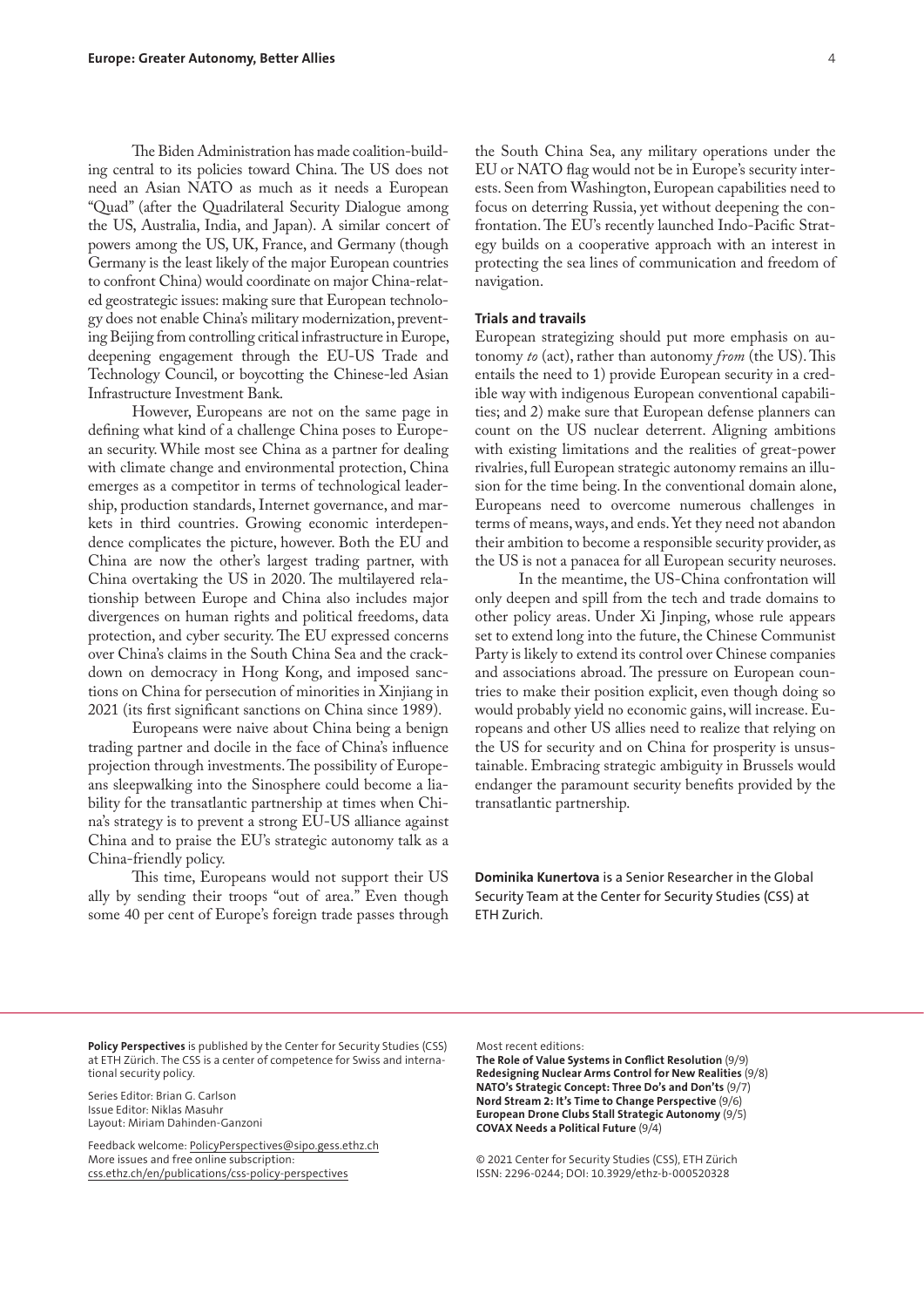The Biden Administration has made coalition-building central to its policies toward China. The US does not need an Asian NATO as much as it needs a European "Quad" (after the Quadrilateral Security Dialogue among the US, Australia, India, and Japan). A similar concert of powers among the US, UK, France, and Germany (though Germany is the least likely of the major European countries to confront China) would coordinate on major China-related geostrategic issues: making sure that European technology does not enable China's military modernization, preventing Beijing from controlling critical infrastructure in Europe, deepening engagement through the EU-US Trade and Technology Council, or boycotting the Chinese-led Asian Infrastructure Investment Bank.

However, Europeans are not on the same page in defining what kind of a challenge China poses to European security. While most see China as a partner for dealing with climate change and environmental protection, China emerges as a competitor in terms of technological leadership, production standards, Internet governance, and markets in third countries. Growing economic interdependence complicates the picture, however. Both the EU and China are now the other's largest trading partner, with China overtaking the US in 2020. The multilayered relationship between Europe and China also includes major divergences on human rights and political freedoms, data protection, and cyber security. The EU expressed concerns over China's claims in the South China Sea and the crackdown on democracy in Hong Kong, and imposed sanctions on China for persecution of minorities in Xinjiang in 2021 (its first significant sanctions on China since 1989).

Europeans were naive about China being a benign trading partner and docile in the face of China's influence projection through investments. The possibility of Europeans sleepwalking into the Sinosphere could become a liability for the transatlantic partnership at times when China's strategy is to prevent a strong EU-US alliance against China and to praise the EU's strategic autonomy talk as a China-friendly policy.

This time, Europeans would not support their US ally by sending their troops "out of area." Even though some 40 per cent of Europe's foreign trade passes through the South China Sea, any military operations under the EU or NATO flag would not be in Europe's security interests. Seen from Washington, European capabilities need to focus on deterring Russia, yet without deepening the confrontation. The EU's recently launched Indo-Pacific Strategy builds on a cooperative approach with an interest in protecting the sea lines of communication and freedom of navigation.

### Trials and travails

European strategizing should put more emphasis on autonomy *to* (act), rather than autonomy *from* (the US). This entails the need to 1) provide European security in a credible way with indigenous European conventional capabilities; and 2) make sure that European defense planners can count on the US nuclear deterrent. Aligning ambitions with existing limitations and the realities of great-power rivalries, full European strategic autonomy remains an illusion for the time being. In the conventional domain alone, Europeans need to overcome numerous challenges in terms of means, ways, and ends. Yet they need not abandon their ambition to become a responsible security provider, as the US is not a panacea for all European security neuroses.

In the meantime, the US-China confrontation will only deepen and spill from the tech and trade domains to other policy areas. Under Xi Jinping, whose rule appears set to extend long into the future, the Chinese Communist Party is likely to extend its control over Chinese companies and associations abroad. The pressure on European countries to make their position explicit, even though doing so would probably yield no economic gains, will increase. Europeans and other US allies need to realize that relying on the US for security and on China for prosperity is unsustainable. Embracing strategic ambiguity in Brussels would endanger the paramount security benefits provided by the transatlantic partnership.

**Dominika Kunertova** is a Senior Researcher in the Global Security Team at the Center for Security Studies (CSS) at ETH Zurich.

---

**Policy Perspectives** is published by the Center for Security Studies (CSS) at ETH Zürich. The CSS is a center of competence for Swiss and international security policy.

Series Editor: Brian G. Carlson
Issue Editor: Niklas Masuhr
Layout: Miriam Dahinden-Ganzoni

Feedback welcome: PolicyPerspectives@sipo.gess.ethz.ch
More issues and free online subscription:
css.ethz.ch/en/publications/css-policy-perspectives

Most recent editions:
**The Role of Value Systems in Conflict Resolution** (9/9)
**Redesigning Nuclear Arms Control for New Realities** (9/8)
**NATO's Strategic Concept: Three Do's and Don'ts** (9/7)
**Nord Stream 2: It's Time to Change Perspective** (9/6)
**European Drone Clubs Stall Strategic Autonomy** (9/5)
**COVAX Needs a Political Future** (9/4)

© 2021 Center for Security Studies (CSS), ETH Zürich
ISSN: 2296-0244; DOI: 10.3929/ethz-b-000520328